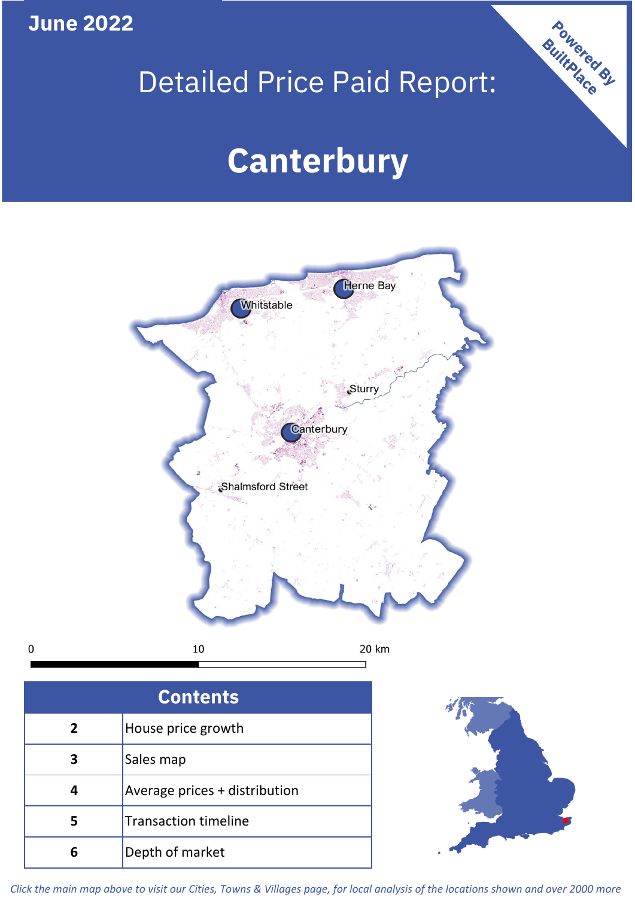June 2022

# Detailed Price Paid Report:

# Canterbury

Powered By BuiltPlace

Whitstable

Herne Bay

Sturry

Canterbury

Shalmsford Street

0 10 20 km

| Contents | |
|---|---|
| 2 | House price growth |
| 3 | Sales map |
| 4 | Average prices + distribution |
| 5 | Transaction timeline |
| 6 | Depth of market |

*Click the main map above to visit our Cities, Towns & Villages page, for local analysis of the locations shown and over 2000 more*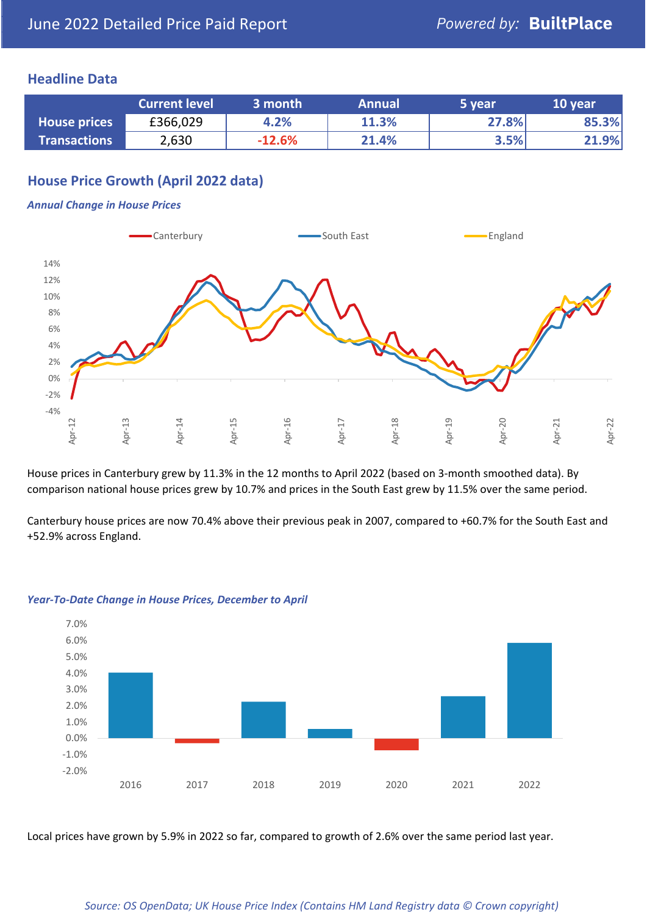June 2022 Detailed Price Paid Report

## Headline Data

| | Current level | 3 month | Annual | 5 year | 10 year |
|---|---|---|---|---|---|
| **House prices** | £366,029 | 4.2% | 11.3% | 27.8% | 85.3% |
| **Transactions** | 2,630 | -12.6% | 21.4% | 3.5% | 21.9% |

## House Price Growth (April 2022 data)

***Annual Change in House Prices***

House prices in Canterbury grew by 11.3% in the 12 months to April 2022 (based on 3-month smoothed data). By comparison national house prices grew by 10.7% and prices in the South East grew by 11.5% over the same period.

Canterbury house prices are now 70.4% above their previous peak in 2007, compared to +60.7% for the South East and +52.9% across England.

***Year-To-Date Change in House Prices, December to April***

Local prices have grown by 5.9% in 2022 so far, compared to growth of 2.6% over the same period last year.

*Source: OS OpenData; UK House Price Index (Contains HM Land Registry data © Crown copyright)*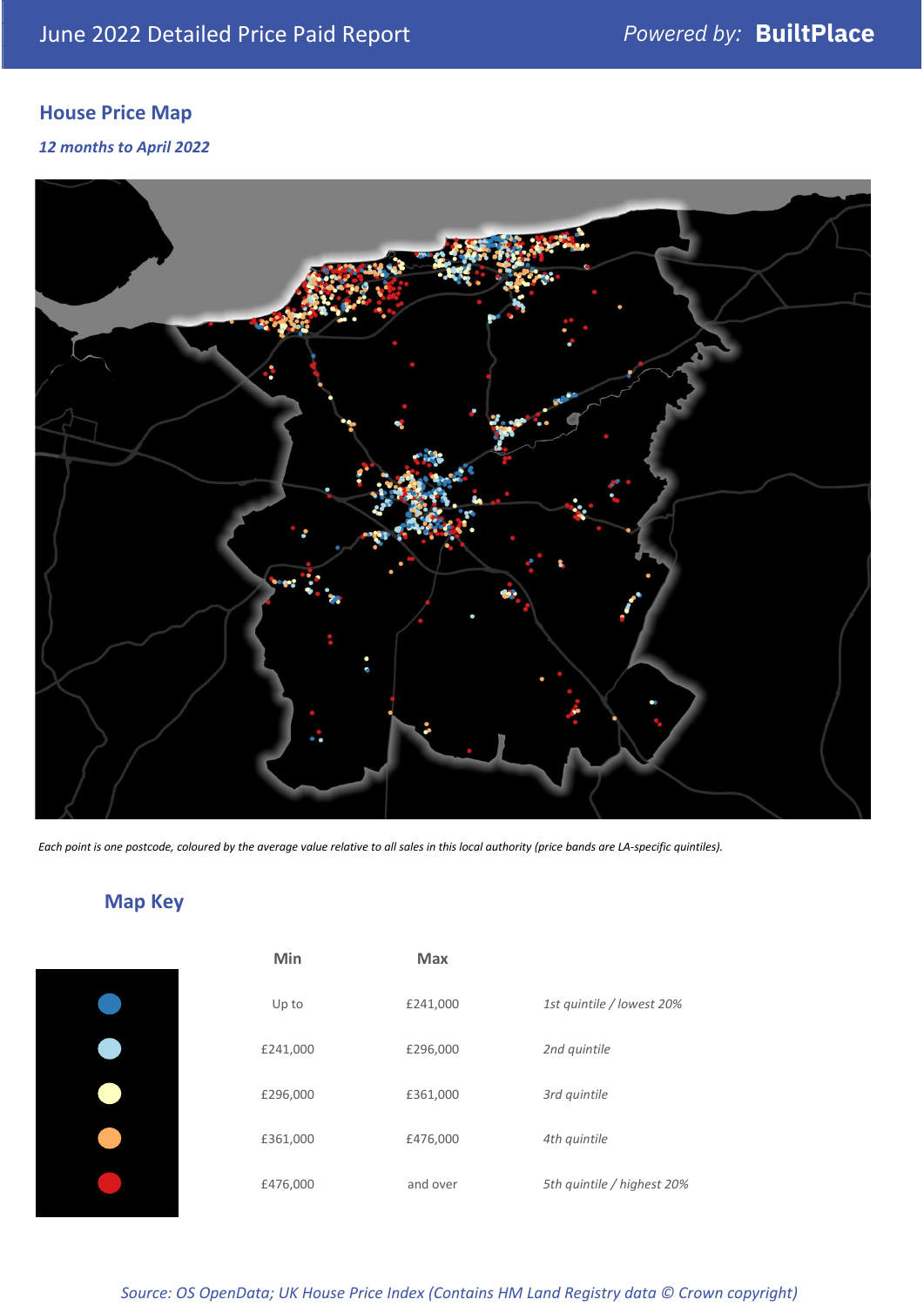## House Price Map

*12 months to April 2022*

*Each point is one postcode, coloured by the average value relative to all sales in this local authority (price bands are LA-specific quintiles).*

## Map Key

| | Min | Max | |
|---|---|---|---|
| | Up to | £241,000 | *1st quintile / lowest 20%* |
| | £241,000 | £296,000 | *2nd quintile* |
| | £296,000 | £361,000 | *3rd quintile* |
| | £361,000 | £476,000 | *4th quintile* |
| | £476,000 | and over | *5th quintile / highest 20%* |

*Source: OS OpenData; UK House Price Index (Contains HM Land Registry data © Crown copyright)*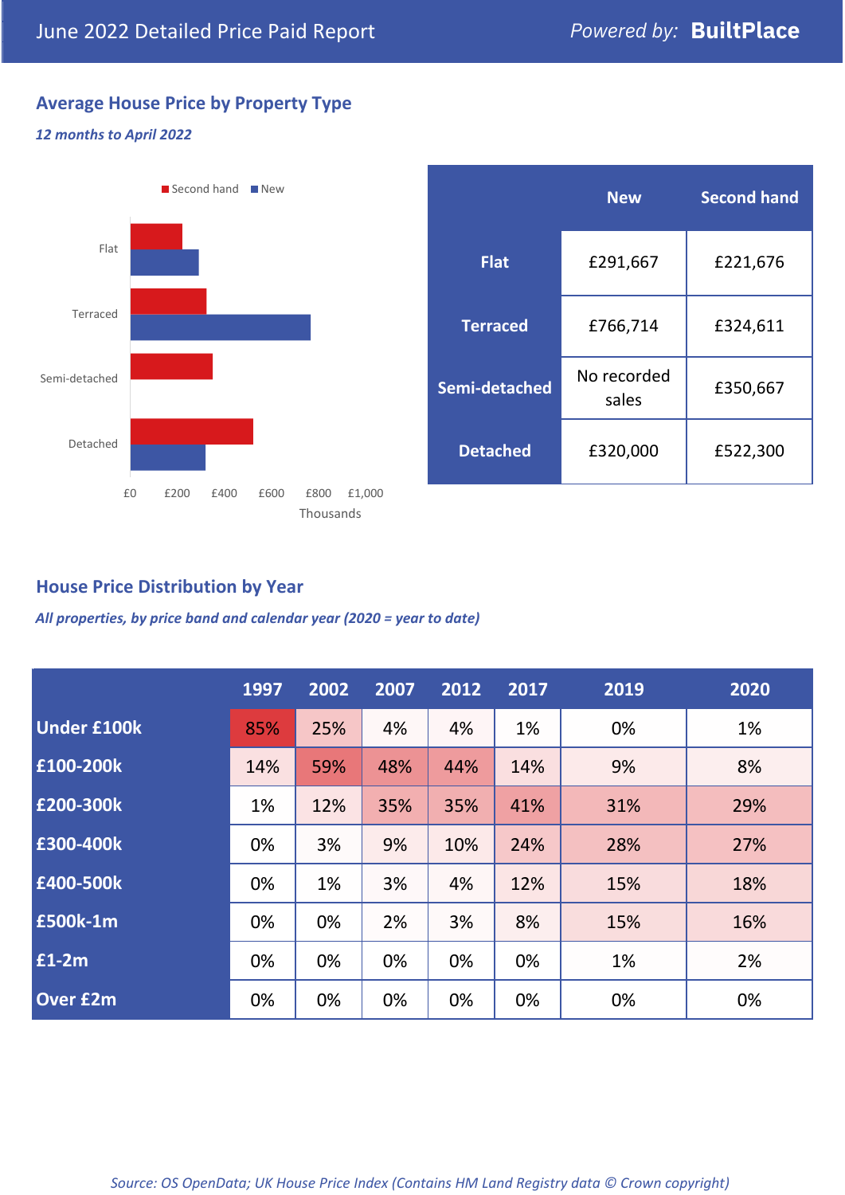# June 2022 Detailed Price Paid Report

*Powered by:* **BuiltPlace**

## Average House Price by Property Type

*12 months to April 2022*

| | New | Second hand |
|---|---|---|
| **Flat** | £291,667 | £221,676 |
| **Terraced** | £766,714 | £324,611 |
| **Semi-detached** | No recorded sales | £350,667 |
| **Detached** | £320,000 | £522,300 |

## House Price Distribution by Year

*All properties, by price band and calendar year (2020 = year to date)*

| | 1997 | 2002 | 2007 | 2012 | 2017 | 2019 | 2020 |
|---|---|---|---|---|---|---|---|
| **Under £100k** | 85% | 25% | 4% | 4% | 1% | 0% | 1% |
| **£100-200k** | 14% | 59% | 48% | 44% | 14% | 9% | 8% |
| **£200-300k** | 1% | 12% | 35% | 35% | 41% | 31% | 29% |
| **£300-400k** | 0% | 3% | 9% | 10% | 24% | 28% | 27% |
| **£400-500k** | 0% | 1% | 3% | 4% | 12% | 15% | 18% |
| **£500k-1m** | 0% | 0% | 2% | 3% | 8% | 15% | 16% |
| **£1-2m** | 0% | 0% | 0% | 0% | 0% | 1% | 2% |
| **Over £2m** | 0% | 0% | 0% | 0% | 0% | 0% | 0% |

*Source: OS OpenData; UK House Price Index (Contains HM Land Registry data © Crown copyright)*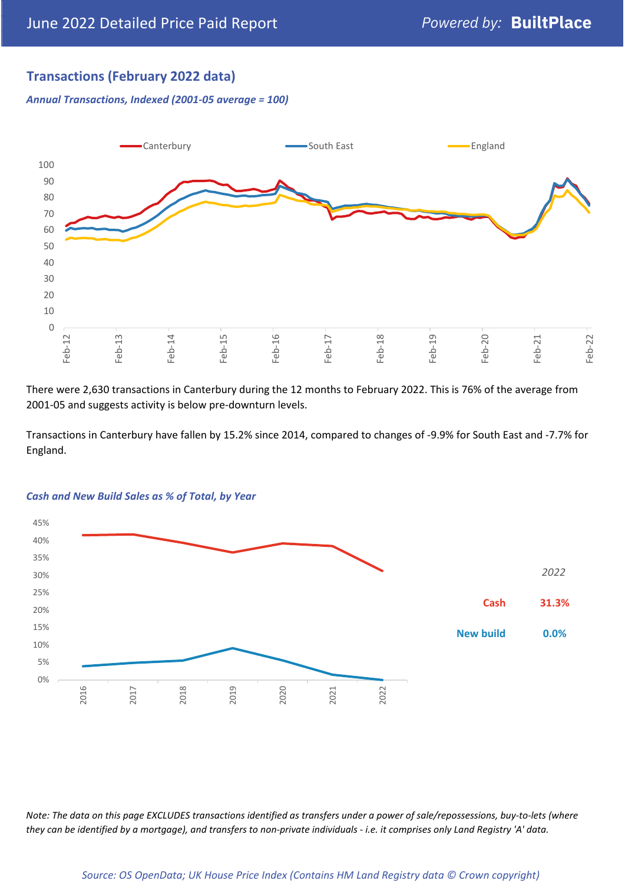## Transactions (February 2022 data)

*Annual Transactions, Indexed (2001-05 average = 100)*

There were 2,630 transactions in Canterbury during the 12 months to February 2022. This is 76% of the average from 2001-05 and suggests activity is below pre-downturn levels.

Transactions in Canterbury have fallen by 15.2% since 2014, compared to changes of -9.9% for South East and -7.7% for England.

*Cash and New Build Sales as % of Total, by Year*

| *2022* | |
|---|---|
| Cash | 31.3% |
| New build | 0.0% |

*Note: The data on this page EXCLUDES transactions identified as transfers under a power of sale/repossessions, buy-to-lets (where they can be identified by a mortgage), and transfers to non-private individuals - i.e. it comprises only Land Registry 'A' data.*

*Source: OS OpenData; UK House Price Index (Contains HM Land Registry data © Crown copyright)*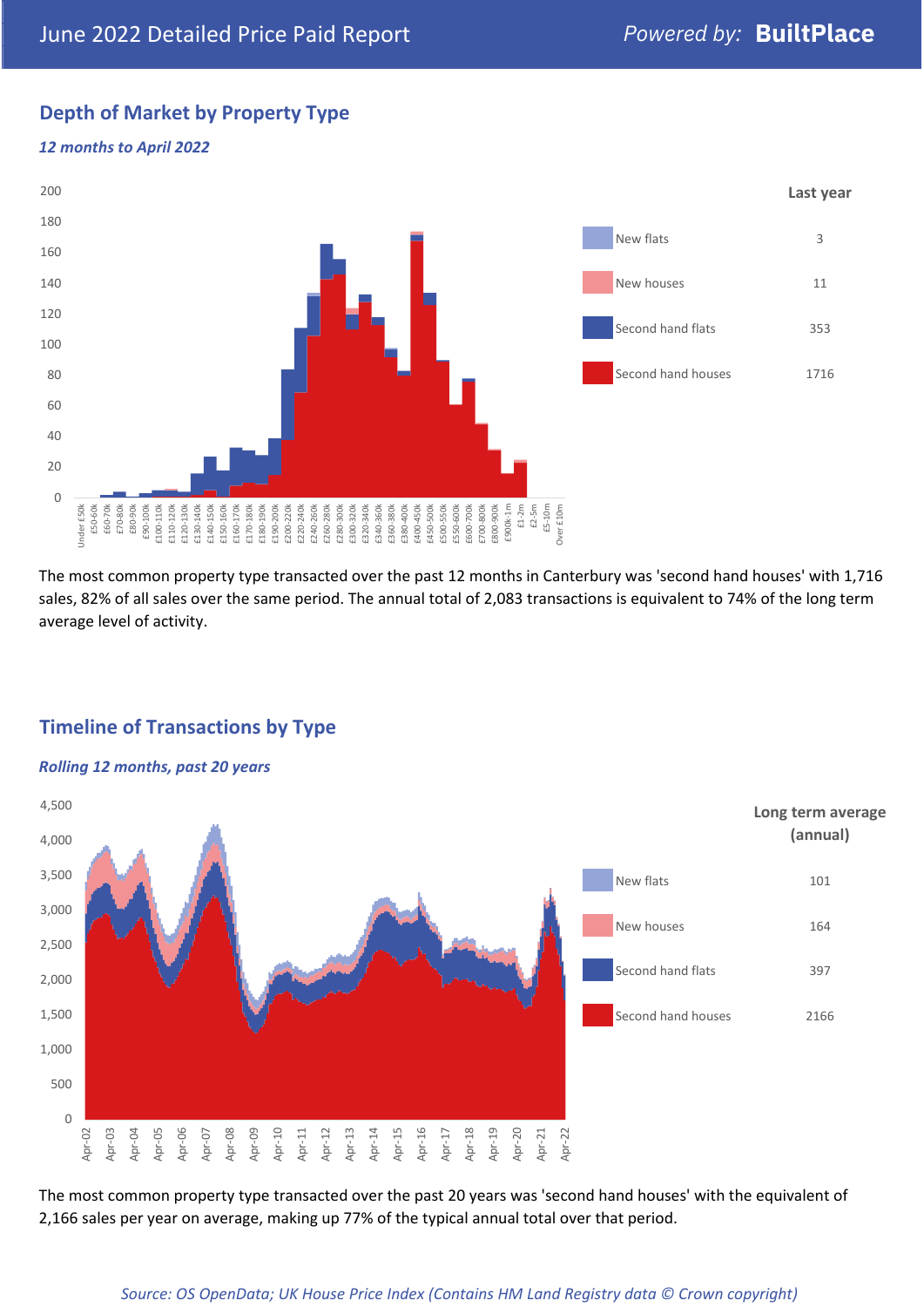## Depth of Market by Property Type

*12 months to April 2022*

200
180
160
140
120
100
80
60
40
20
0

Under £50k, £50-60k, £60-70k, £70-80k, £80-90k, £90-100k, £100-110k, £110-120k, £120-130k, £130-140k, £140-150k, £150-160k, £160-170k, £170-180k, £180-190k, £190-200k, £200-220k, £220-240k, £240-260k, £260-280k, £280-300k, £300-320k, £320-340k, £340-360k, £360-380k, £380-400k, £400-450k, £450-500k, £500-550k, £550-600k, £600-700k, £700-800k, £800-900k, £900k-1m, £1-2m, £2-5m, £5-10m, Over £10m

Last year

New flats 3

New houses 11

Second hand flats 353

Second hand houses 1716

The most common property type transacted over the past 12 months in Canterbury was 'second hand houses' with 1,716 sales, 82% of all sales over the same period. The annual total of 2,083 transactions is equivalent to 74% of the long term average level of activity.

## Timeline of Transactions by Type

*Rolling 12 months, past 20 years*

4,500
4,000
3,500
3,000
2,500
2,000
1,500
1,000
500
0

Apr-02, Apr-03, Apr-04, Apr-05, Apr-06, Apr-07, Apr-08, Apr-09, Apr-10, Apr-11, Apr-12, Apr-13, Apr-14, Apr-15, Apr-16, Apr-17, Apr-18, Apr-19, Apr-20, Apr-21, Apr-22

Long term average (annual)

New flats 101

New houses 164

Second hand flats 397

Second hand houses 2166

The most common property type transacted over the past 20 years was 'second hand houses' with the equivalent of 2,166 sales per year on average, making up 77% of the typical annual total over that period.

*Source: OS OpenData; UK House Price Index (Contains HM Land Registry data © Crown copyright)*